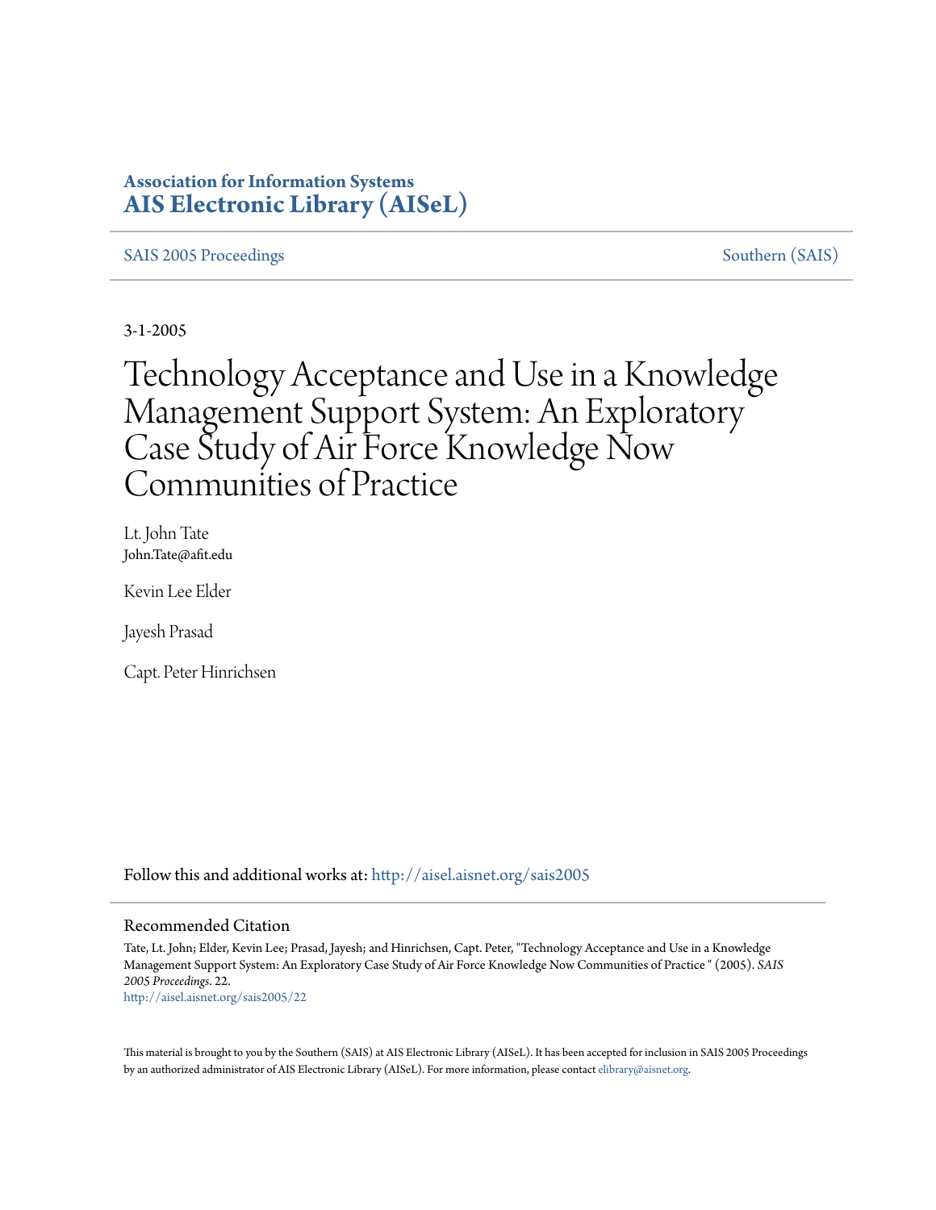**Association for Information Systems**
**AIS Electronic Library (AISeL)**

SAIS 2005 Proceedings

Southern (SAIS)

3-1-2005

# Technology Acceptance and Use in a Knowledge Management Support System: An Exploratory Case Study of Air Force Knowledge Now Communities of Practice

Lt. John Tate
John.Tate@afit.edu

Kevin Lee Elder

Jayesh Prasad

Capt. Peter Hinrichsen

Follow this and additional works at: http://aisel.aisnet.org/sais2005

## Recommended Citation

Tate, Lt. John; Elder, Kevin Lee; Prasad, Jayesh; and Hinrichsen, Capt. Peter, "Technology Acceptance and Use in a Knowledge Management Support System: An Exploratory Case Study of Air Force Knowledge Now Communities of Practice " (2005). *SAIS 2005 Proceedings*. 22.
http://aisel.aisnet.org/sais2005/22

This material is brought to you by the Southern (SAIS) at AIS Electronic Library (AISeL). It has been accepted for inclusion in SAIS 2005 Proceedings by an authorized administrator of AIS Electronic Library (AISeL). For more information, please contact elibrary@aisnet.org.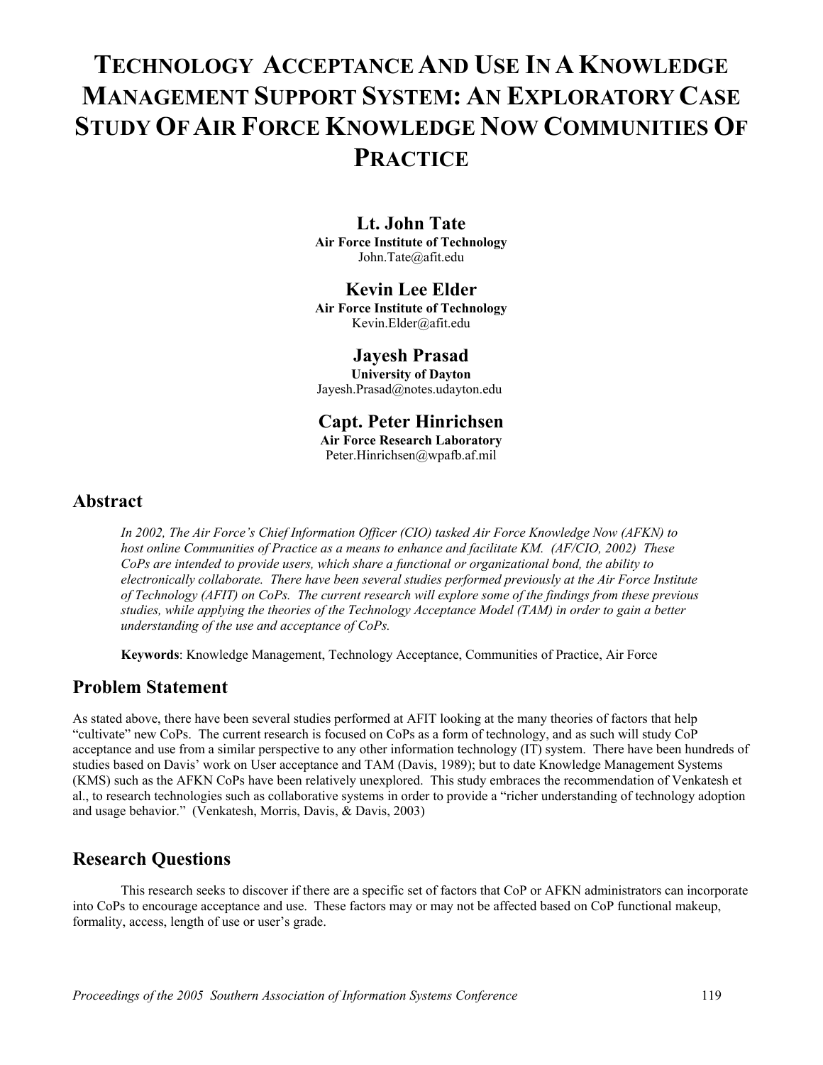# TECHNOLOGY ACCEPTANCE AND USE IN A KNOWLEDGE MANAGEMENT SUPPORT SYSTEM: AN EXPLORATORY CASE STUDY OF AIR FORCE KNOWLEDGE NOW COMMUNITIES OF PRACTICE

**Lt. John Tate**
**Air Force Institute of Technology**
John.Tate@afit.edu

**Kevin Lee Elder**
**Air Force Institute of Technology**
Kevin.Elder@afit.edu

**Jayesh Prasad**
**University of Dayton**
Jayesh.Prasad@notes.udayton.edu

**Capt. Peter Hinrichsen**
**Air Force Research Laboratory**
Peter.Hinrichsen@wpafb.af.mil

## Abstract

*In 2002, The Air Force's Chief Information Officer (CIO) tasked Air Force Knowledge Now (AFKN) to host online Communities of Practice as a means to enhance and facilitate KM. (AF/CIO, 2002) These CoPs are intended to provide users, which share a functional or organizational bond, the ability to electronically collaborate. There have been several studies performed previously at the Air Force Institute of Technology (AFIT) on CoPs. The current research will explore some of the findings from these previous studies, while applying the theories of the Technology Acceptance Model (TAM) in order to gain a better understanding of the use and acceptance of CoPs.*

**Keywords**: Knowledge Management, Technology Acceptance, Communities of Practice, Air Force

## Problem Statement

As stated above, there have been several studies performed at AFIT looking at the many theories of factors that help "cultivate" new CoPs. The current research is focused on CoPs as a form of technology, and as such will study CoP acceptance and use from a similar perspective to any other information technology (IT) system. There have been hundreds of studies based on Davis' work on User acceptance and TAM (Davis, 1989); but to date Knowledge Management Systems (KMS) such as the AFKN CoPs have been relatively unexplored. This study embraces the recommendation of Venkatesh et al., to research technologies such as collaborative systems in order to provide a "richer understanding of technology adoption and usage behavior." (Venkatesh, Morris, Davis, & Davis, 2003)

## Research Questions

This research seeks to discover if there are a specific set of factors that CoP or AFKN administrators can incorporate into CoPs to encourage acceptance and use. These factors may or may not be affected based on CoP functional makeup, formality, access, length of use or user's grade.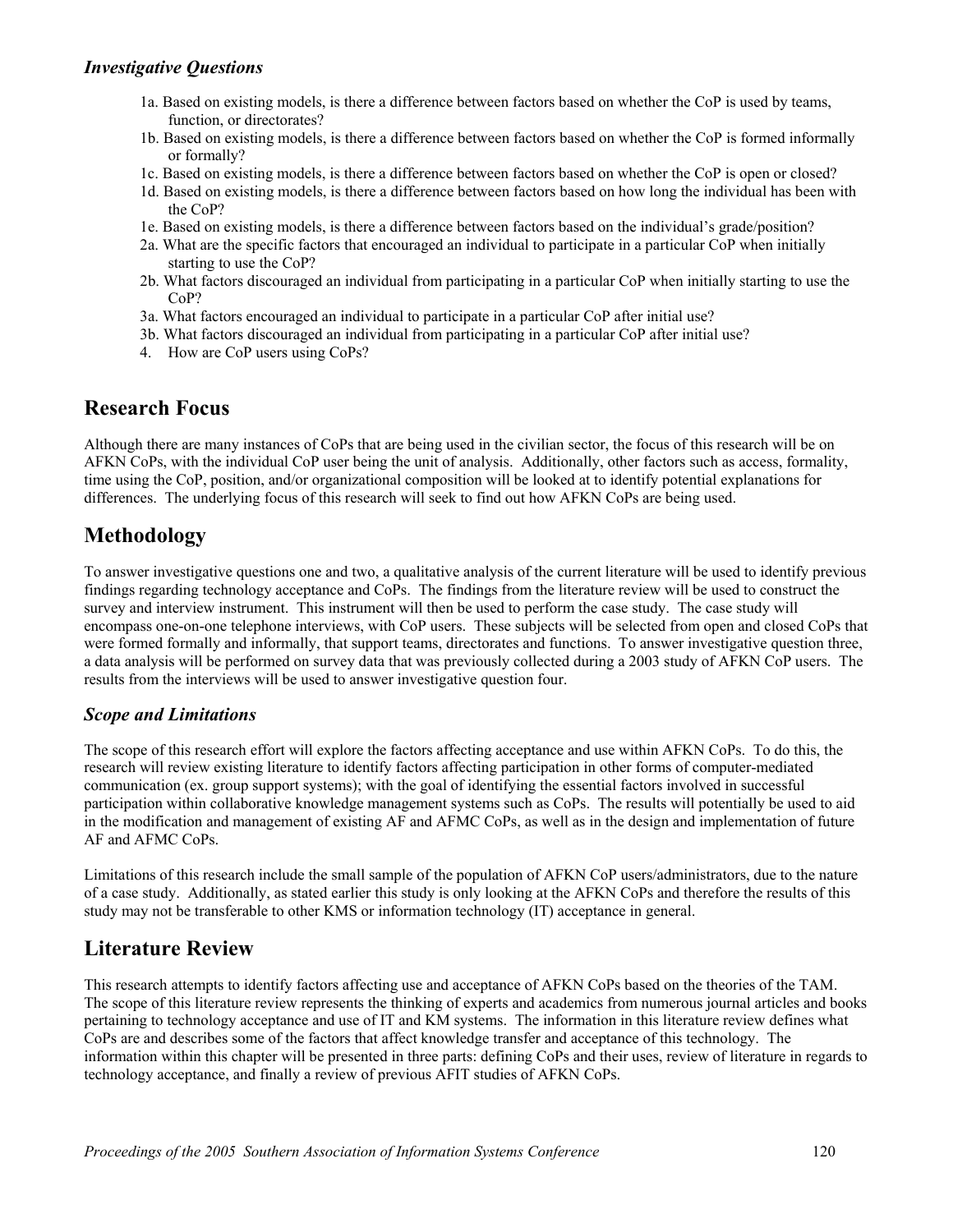### *Investigative Questions*

1a. Based on existing models, is there a difference between factors based on whether the CoP is used by teams, function, or directorates?
1b. Based on existing models, is there a difference between factors based on whether the CoP is formed informally or formally?
1c. Based on existing models, is there a difference between factors based on whether the CoP is open or closed?
1d. Based on existing models, is there a difference between factors based on how long the individual has been with the CoP?
1e. Based on existing models, is there a difference between factors based on the individual's grade/position?
2a. What are the specific factors that encouraged an individual to participate in a particular CoP when initially starting to use the CoP?
2b. What factors discouraged an individual from participating in a particular CoP when initially starting to use the CoP?
3a. What factors encouraged an individual to participate in a particular CoP after initial use?
3b. What factors discouraged an individual from participating in a particular CoP after initial use?
4. How are CoP users using CoPs?

## Research Focus

Although there are many instances of CoPs that are being used in the civilian sector, the focus of this research will be on AFKN CoPs, with the individual CoP user being the unit of analysis. Additionally, other factors such as access, formality, time using the CoP, position, and/or organizational composition will be looked at to identify potential explanations for differences. The underlying focus of this research will seek to find out how AFKN CoPs are being used.

## Methodology

To answer investigative questions one and two, a qualitative analysis of the current literature will be used to identify previous findings regarding technology acceptance and CoPs. The findings from the literature review will be used to construct the survey and interview instrument. This instrument will then be used to perform the case study. The case study will encompass one-on-one telephone interviews, with CoP users. These subjects will be selected from open and closed CoPs that were formed formally and informally, that support teams, directorates and functions. To answer investigative question three, a data analysis will be performed on survey data that was previously collected during a 2003 study of AFKN CoP users. The results from the interviews will be used to answer investigative question four.

### *Scope and Limitations*

The scope of this research effort will explore the factors affecting acceptance and use within AFKN CoPs. To do this, the research will review existing literature to identify factors affecting participation in other forms of computer-mediated communication (ex. group support systems); with the goal of identifying the essential factors involved in successful participation within collaborative knowledge management systems such as CoPs. The results will potentially be used to aid in the modification and management of existing AF and AFMC CoPs, as well as in the design and implementation of future AF and AFMC CoPs.

Limitations of this research include the small sample of the population of AFKN CoP users/administrators, due to the nature of a case study. Additionally, as stated earlier this study is only looking at the AFKN CoPs and therefore the results of this study may not be transferable to other KMS or information technology (IT) acceptance in general.

## Literature Review

This research attempts to identify factors affecting use and acceptance of AFKN CoPs based on the theories of the TAM. The scope of this literature review represents the thinking of experts and academics from numerous journal articles and books pertaining to technology acceptance and use of IT and KM systems. The information in this literature review defines what CoPs are and describes some of the factors that affect knowledge transfer and acceptance of this technology. The information within this chapter will be presented in three parts: defining CoPs and their uses, review of literature in regards to technology acceptance, and finally a review of previous AFIT studies of AFKN CoPs.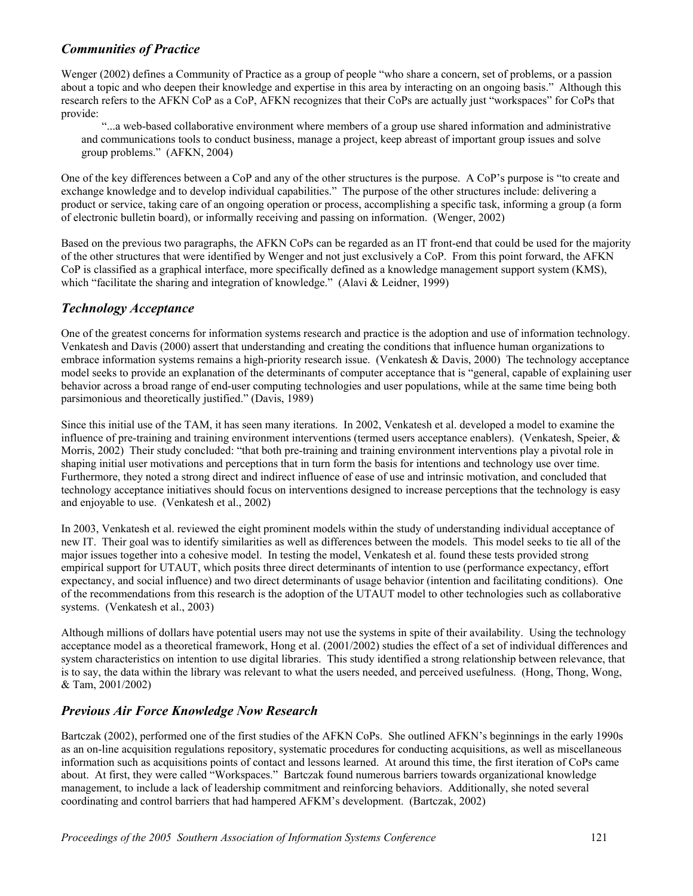## *Communities of Practice*

Wenger (2002) defines a Community of Practice as a group of people "who share a concern, set of problems, or a passion about a topic and who deepen their knowledge and expertise in this area by interacting on an ongoing basis." Although this research refers to the AFKN CoP as a CoP, AFKN recognizes that their CoPs are actually just "workspaces" for CoPs that provide:

> "...a web-based collaborative environment where members of a group use shared information and administrative and communications tools to conduct business, manage a project, keep abreast of important group issues and solve group problems." (AFKN, 2004)

One of the key differences between a CoP and any of the other structures is the purpose. A CoP's purpose is "to create and exchange knowledge and to develop individual capabilities." The purpose of the other structures include: delivering a product or service, taking care of an ongoing operation or process, accomplishing a specific task, informing a group (a form of electronic bulletin board), or informally receiving and passing on information. (Wenger, 2002)

Based on the previous two paragraphs, the AFKN CoPs can be regarded as an IT front-end that could be used for the majority of the other structures that were identified by Wenger and not just exclusively a CoP. From this point forward, the AFKN CoP is classified as a graphical interface, more specifically defined as a knowledge management support system (KMS), which "facilitate the sharing and integration of knowledge." (Alavi & Leidner, 1999)

## *Technology Acceptance*

One of the greatest concerns for information systems research and practice is the adoption and use of information technology. Venkatesh and Davis (2000) assert that understanding and creating the conditions that influence human organizations to embrace information systems remains a high-priority research issue. (Venkatesh & Davis, 2000) The technology acceptance model seeks to provide an explanation of the determinants of computer acceptance that is "general, capable of explaining user behavior across a broad range of end-user computing technologies and user populations, while at the same time being both parsimonious and theoretically justified." (Davis, 1989)

Since this initial use of the TAM, it has seen many iterations. In 2002, Venkatesh et al. developed a model to examine the influence of pre-training and training environment interventions (termed users acceptance enablers). (Venkatesh, Speier, & Morris, 2002) Their study concluded: "that both pre-training and training environment interventions play a pivotal role in shaping initial user motivations and perceptions that in turn form the basis for intentions and technology use over time. Furthermore, they noted a strong direct and indirect influence of ease of use and intrinsic motivation, and concluded that technology acceptance initiatives should focus on interventions designed to increase perceptions that the technology is easy and enjoyable to use. (Venkatesh et al., 2002)

In 2003, Venkatesh et al. reviewed the eight prominent models within the study of understanding individual acceptance of new IT. Their goal was to identify similarities as well as differences between the models. This model seeks to tie all of the major issues together into a cohesive model. In testing the model, Venkatesh et al. found these tests provided strong empirical support for UTAUT, which posits three direct determinants of intention to use (performance expectancy, effort expectancy, and social influence) and two direct determinants of usage behavior (intention and facilitating conditions). One of the recommendations from this research is the adoption of the UTAUT model to other technologies such as collaborative systems. (Venkatesh et al., 2003)

Although millions of dollars have potential users may not use the systems in spite of their availability. Using the technology acceptance model as a theoretical framework, Hong et al. (2001/2002) studies the effect of a set of individual differences and system characteristics on intention to use digital libraries. This study identified a strong relationship between relevance, that is to say, the data within the library was relevant to what the users needed, and perceived usefulness. (Hong, Thong, Wong, & Tam, 2001/2002)

## *Previous Air Force Knowledge Now Research*

Bartczak (2002), performed one of the first studies of the AFKN CoPs. She outlined AFKN's beginnings in the early 1990s as an on-line acquisition regulations repository, systematic procedures for conducting acquisitions, as well as miscellaneous information such as acquisitions points of contact and lessons learned. At around this time, the first iteration of CoPs came about. At first, they were called "Workspaces." Bartczak found numerous barriers towards organizational knowledge management, to include a lack of leadership commitment and reinforcing behaviors. Additionally, she noted several coordinating and control barriers that had hampered AFKM's development. (Bartczak, 2002)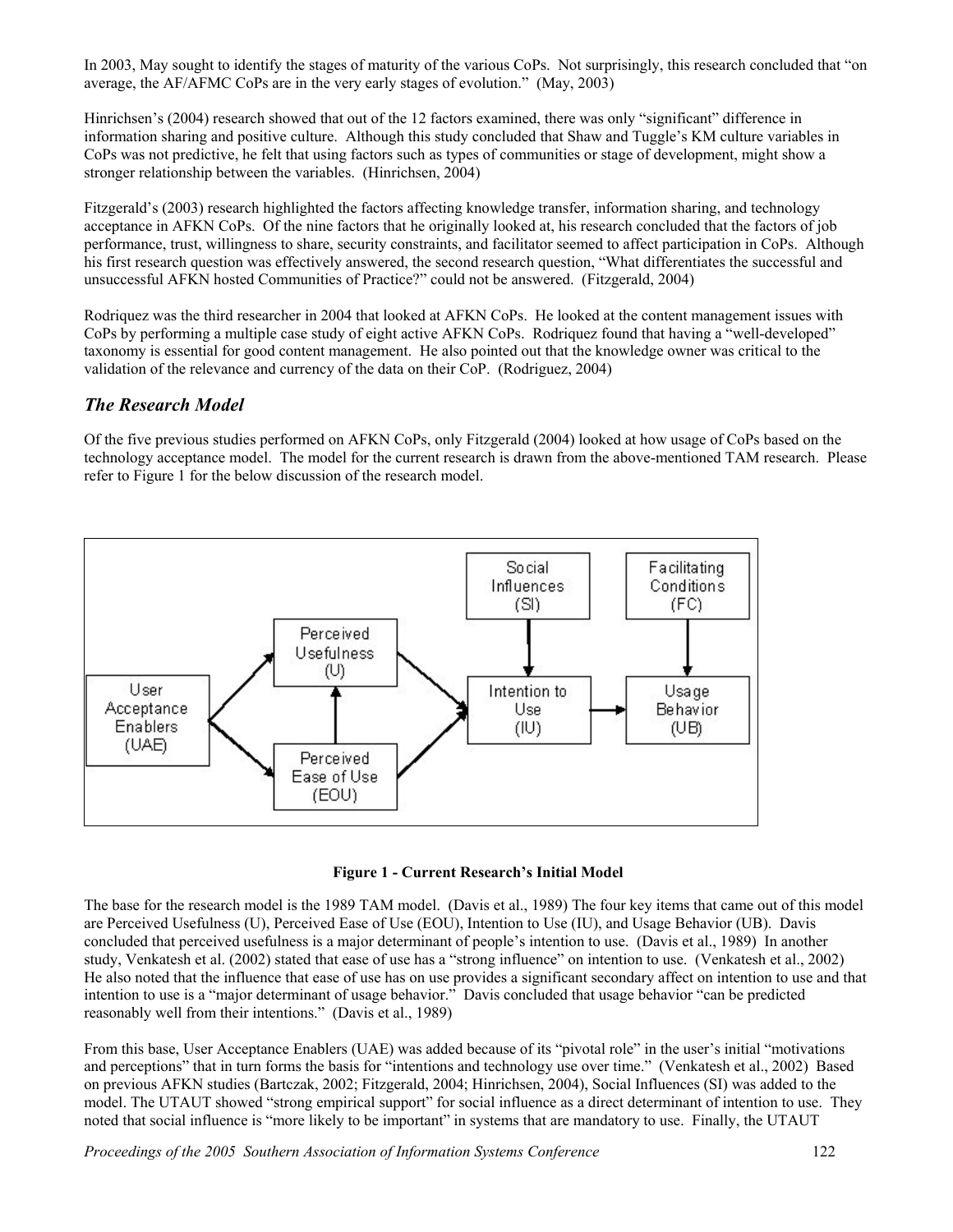In 2003, May sought to identify the stages of maturity of the various CoPs. Not surprisingly, this research concluded that "on average, the AF/AFMC CoPs are in the very early stages of evolution." (May, 2003)

Hinrichsen's (2004) research showed that out of the 12 factors examined, there was only "significant" difference in information sharing and positive culture. Although this study concluded that Shaw and Tuggle's KM culture variables in CoPs was not predictive, he felt that using factors such as types of communities or stage of development, might show a stronger relationship between the variables. (Hinrichsen, 2004)

Fitzgerald's (2003) research highlighted the factors affecting knowledge transfer, information sharing, and technology acceptance in AFKN CoPs. Of the nine factors that he originally looked at, his research concluded that the factors of job performance, trust, willingness to share, security constraints, and facilitator seemed to affect participation in CoPs. Although his first research question was effectively answered, the second research question, "What differentiates the successful and unsuccessful AFKN hosted Communities of Practice?" could not be answered. (Fitzgerald, 2004)

Rodriquez was the third researcher in 2004 that looked at AFKN CoPs. He looked at the content management issues with CoPs by performing a multiple case study of eight active AFKN CoPs. Rodriquez found that having a "well-developed" taxonomy is essential for good content management. He also pointed out that the knowledge owner was critical to the validation of the relevance and currency of the data on their CoP. (Rodriguez, 2004)

## *The Research Model*

Of the five previous studies performed on AFKN CoPs, only Fitzgerald (2004) looked at how usage of CoPs based on the technology acceptance model. The model for the current research is drawn from the above-mentioned TAM research. Please refer to Figure 1 for the below discussion of the research model.

**Figure 1 - Current Research's Initial Model**

The base for the research model is the 1989 TAM model. (Davis et al., 1989) The four key items that came out of this model are Perceived Usefulness (U), Perceived Ease of Use (EOU), Intention to Use (IU), and Usage Behavior (UB). Davis concluded that perceived usefulness is a major determinant of people's intention to use. (Davis et al., 1989) In another study, Venkatesh et al. (2002) stated that ease of use has a "strong influence" on intention to use. (Venkatesh et al., 2002) He also noted that the influence that ease of use has on use provides a significant secondary affect on intention to use and that intention to use is a "major determinant of usage behavior." Davis concluded that usage behavior "can be predicted reasonably well from their intentions." (Davis et al., 1989)

From this base, User Acceptance Enablers (UAE) was added because of its "pivotal role" in the user's initial "motivations and perceptions" that in turn forms the basis for "intentions and technology use over time." (Venkatesh et al., 2002) Based on previous AFKN studies (Bartczak, 2002; Fitzgerald, 2004; Hinrichsen, 2004), Social Influences (SI) was added to the model. The UTAUT showed "strong empirical support" for social influence as a direct determinant of intention to use. They noted that social influence is "more likely to be important" in systems that are mandatory to use. Finally, the UTAUT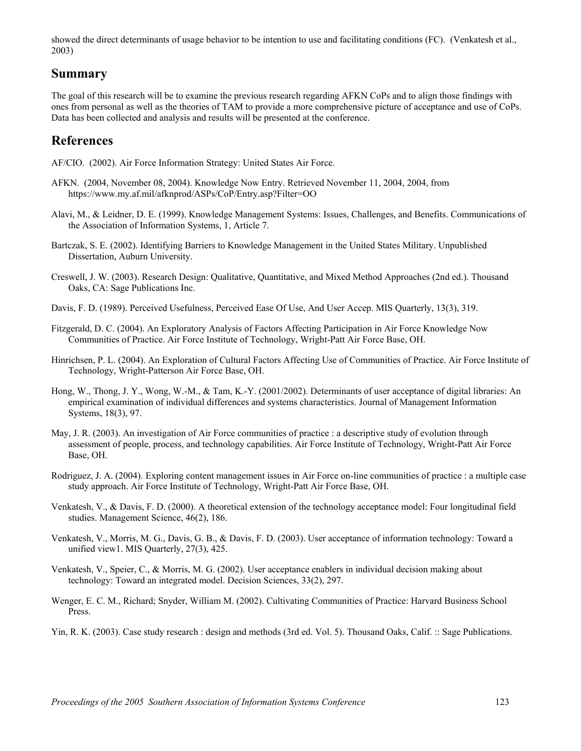showed the direct determinants of usage behavior to be intention to use and facilitating conditions (FC). (Venkatesh et al., 2003)

## Summary

The goal of this research will be to examine the previous research regarding AFKN CoPs and to align those findings with ones from personal as well as the theories of TAM to provide a more comprehensive picture of acceptance and use of CoPs. Data has been collected and analysis and results will be presented at the conference.

## References

AF/CIO. (2002). Air Force Information Strategy: United States Air Force.

AFKN. (2004, November 08, 2004). Knowledge Now Entry. Retrieved November 11, 2004, 2004, from https://www.my.af.mil/afknprod/ASPs/CoP/Entry.asp?Filter=OO

Alavi, M., & Leidner, D. E. (1999). Knowledge Management Systems: Issues, Challenges, and Benefits. Communications of the Association of Information Systems, 1, Article 7.

Bartczak, S. E. (2002). Identifying Barriers to Knowledge Management in the United States Military. Unpublished Dissertation, Auburn University.

Creswell, J. W. (2003). Research Design: Qualitative, Quantitative, and Mixed Method Approaches (2nd ed.). Thousand Oaks, CA: Sage Publications Inc.

Davis, F. D. (1989). Perceived Usefulness, Perceived Ease Of Use, And User Accep. MIS Quarterly, 13(3), 319.

Fitzgerald, D. C. (2004). An Exploratory Analysis of Factors Affecting Participation in Air Force Knowledge Now Communities of Practice. Air Force Institute of Technology, Wright-Patt Air Force Base, OH.

Hinrichsen, P. L. (2004). An Exploration of Cultural Factors Affecting Use of Communities of Practice. Air Force Institute of Technology, Wright-Patterson Air Force Base, OH.

Hong, W., Thong, J. Y., Wong, W.-M., & Tam, K.-Y. (2001/2002). Determinants of user acceptance of digital libraries: An empirical examination of individual differences and systems characteristics. Journal of Management Information Systems, 18(3), 97.

May, J. R. (2003). An investigation of Air Force communities of practice : a descriptive study of evolution through assessment of people, process, and technology capabilities. Air Force Institute of Technology, Wright-Patt Air Force Base, OH.

Rodriguez, J. A. (2004). Exploring content management issues in Air Force on-line communities of practice : a multiple case study approach. Air Force Institute of Technology, Wright-Patt Air Force Base, OH.

Venkatesh, V., & Davis, F. D. (2000). A theoretical extension of the technology acceptance model: Four longitudinal field studies. Management Science, 46(2), 186.

Venkatesh, V., Morris, M. G., Davis, G. B., & Davis, F. D. (2003). User acceptance of information technology: Toward a unified view1. MIS Quarterly, 27(3), 425.

Venkatesh, V., Speier, C., & Morris, M. G. (2002). User acceptance enablers in individual decision making about technology: Toward an integrated model. Decision Sciences, 33(2), 297.

Wenger, E. C. M., Richard; Snyder, William M. (2002). Cultivating Communities of Practice: Harvard Business School Press.

Yin, R. K. (2003). Case study research : design and methods (3rd ed. Vol. 5). Thousand Oaks, Calif. :: Sage Publications.